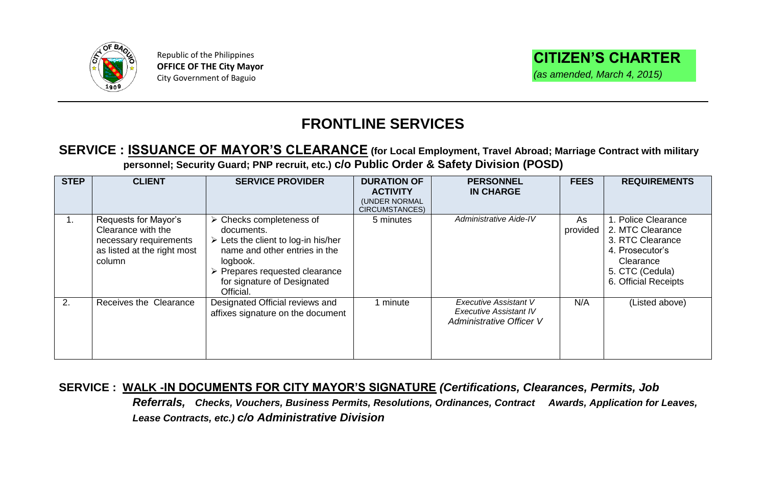Republic of the Philippines
**OFFICE OF THE City Mayor**
City Government of Baguio

**CITIZEN'S CHARTER**
*(as amended, March 4, 2015)*

# FRONTLINE SERVICES

## SERVICE : <u>ISSUANCE OF MAYOR'S CLEARANCE</u> (for Local Employment, Travel Abroad; Marriage Contract with military personnel; Security Guard; PNP recruit, etc.) c/o Public Order & Safety Division (POSD)

| STEP | CLIENT | SERVICE PROVIDER | DURATION OF ACTIVITY (UNDER NORMAL CIRCUMSTANCES) | PERSONNEL IN CHARGE | FEES | REQUIREMENTS |
|---|---|---|---|---|---|---|
| 1. | Requests for Mayor's Clearance with the necessary requirements as listed at the right most column | ➢ Checks completeness of documents.<br>➢ Lets the client to log-in his/her name and other entries in the logbook.<br>➢ Prepares requested clearance for signature of Designated Official. | 5 minutes | *Administrative Aide-IV* | As provided | 1. Police Clearance<br>2. MTC Clearance<br>3. RTC Clearance<br>4. Prosecutor's Clearance<br>5. CTC (Cedula)<br>6. Official Receipts |
| 2. | Receives the Clearance | Designated Official reviews and affixes signature on the document | 1 minute | *Executive Assistant V*<br>*Executive Assistant IV*<br>*Administrative Officer V* | N/A | (Listed above) |

## SERVICE : <u>WALK -IN DOCUMENTS FOR CITY MAYOR'S SIGNATURE</u> *(Certifications, Clearances, Permits, Job Referrals, Checks, Vouchers, Business Permits, Resolutions, Ordinances, Contract Awards, Application for Leaves, Lease Contracts, etc.) c/o Administrative Division*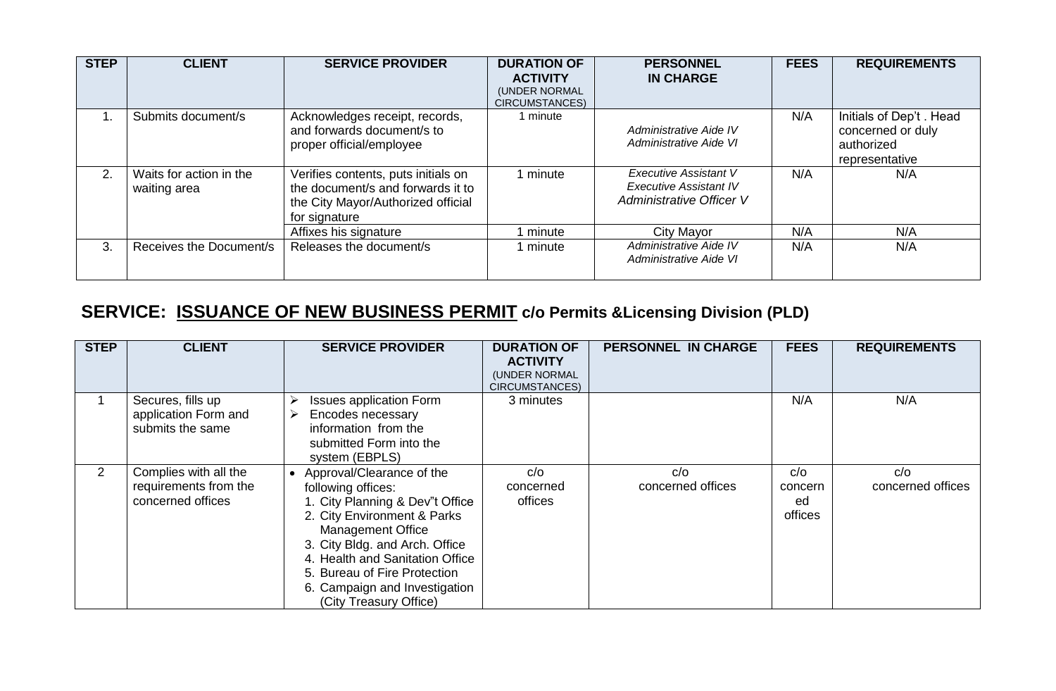| STEP | CLIENT | SERVICE PROVIDER | DURATION OF ACTIVITY (UNDER NORMAL CIRCUMSTANCES) | PERSONNEL IN CHARGE | FEES | REQUIREMENTS |
|---|---|---|---|---|---|---|
| 1. | Submits document/s | Acknowledges receipt, records, and forwards document/s to proper official/employee | 1 minute | *Administrative Aide IV*<br>*Administrative Aide VI* | N/A | Initials of Dep't . Head concerned or duly authorized representative |
| 2. | Waits for action in the waiting area | Verifies contents, puts initials on the document/s and forwards it to the City Mayor/Authorized official for signature | 1 minute | *Executive Assistant V*<br>*Executive Assistant IV*<br>*Administrative Officer V* | N/A | N/A |
| | | Affixes his signature | 1 minute | City Mayor | N/A | N/A |
| 3. | Receives the Document/s | Releases the document/s | 1 minute | *Administrative Aide IV*<br>*Administrative Aide VI* | N/A | N/A |

## SERVICE: ISSUANCE OF NEW BUSINESS PERMIT c/o Permits &Licensing Division (PLD)

| STEP | CLIENT | SERVICE PROVIDER | DURATION OF ACTIVITY (UNDER NORMAL CIRCUMSTANCES) | PERSONNEL IN CHARGE | FEES | REQUIREMENTS |
|---|---|---|---|---|---|---|
| 1 | Secures, fills up application Form and submits the same | ➢ Issues application Form<br>➢ Encodes necessary information from the submitted Form into the system (EBPLS) | 3 minutes | | N/A | N/A |
| 2 | Complies with all the requirements from the concerned offices | • Approval/Clearance of the following offices:<br>1. City Planning & Dev"t Office<br>2. City Environment & Parks Management Office<br>3. City Bldg. and Arch. Office<br>4. Health and Sanitation Office<br>5. Bureau of Fire Protection<br>6. Campaign and Investigation (City Treasury Office) | c/o concerned offices | c/o concerned offices | c/o concerned offices | c/o concerned offices |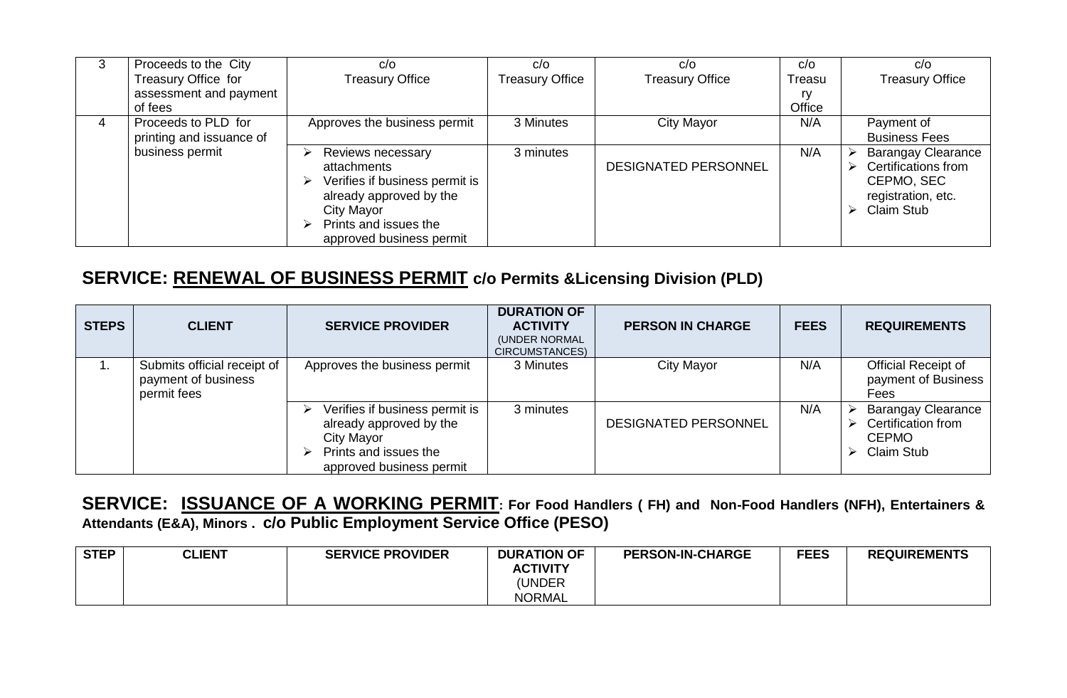| 3 | Proceeds to the City Treasury Office for assessment and payment of fees | c/o Treasury Office | c/o Treasury Office | c/o Treasury Office | c/o Treasury Office | c/o Treasury Office |
|---|---|---|---|---|---|---|
| 4 | Proceeds to PLD for printing and issuance of business permit | Approves the business permit | 3 Minutes | City Mayor | N/A | Payment of Business Fees |
| | | ➢ Reviews necessary attachments<br>➢ Verifies if business permit is already approved by the City Mayor<br>➢ Prints and issues the approved business permit | 3 minutes | DESIGNATED PERSONNEL | N/A | ➢ Barangay Clearance<br>➢ Certifications from CEPMO, SEC registration, etc.<br>➢ Claim Stub |

## SERVICE: RENEWAL OF BUSINESS PERMIT c/o Permits &Licensing Division (PLD)

| STEPS | CLIENT | SERVICE PROVIDER | DURATION OF ACTIVITY (UNDER NORMAL CIRCUMSTANCES) | PERSON IN CHARGE | FEES | REQUIREMENTS |
|---|---|---|---|---|---|---|
| 1. | Submits official receipt of payment of business permit fees | Approves the business permit | 3 Minutes | City Mayor | N/A | Official Receipt of payment of Business Fees |
| | | ➢ Verifies if business permit is already approved by the City Mayor<br>➢ Prints and issues the approved business permit | 3 minutes | DESIGNATED PERSONNEL | N/A | ➢ Barangay Clearance<br>➢ Certification from CEPMO<br>➢ Claim Stub |

## SERVICE: ISSUANCE OF A WORKING PERMIT: For Food Handlers ( FH) and Non-Food Handlers (NFH), Entertainers & Attendants (E&A), Minors . c/o Public Employment Service Office (PESO)

| STEP | CLIENT | SERVICE PROVIDER | DURATION OF ACTIVITY (UNDER NORMAL | PERSON-IN-CHARGE | FEES | REQUIREMENTS |
|---|---|---|---|---|---|---|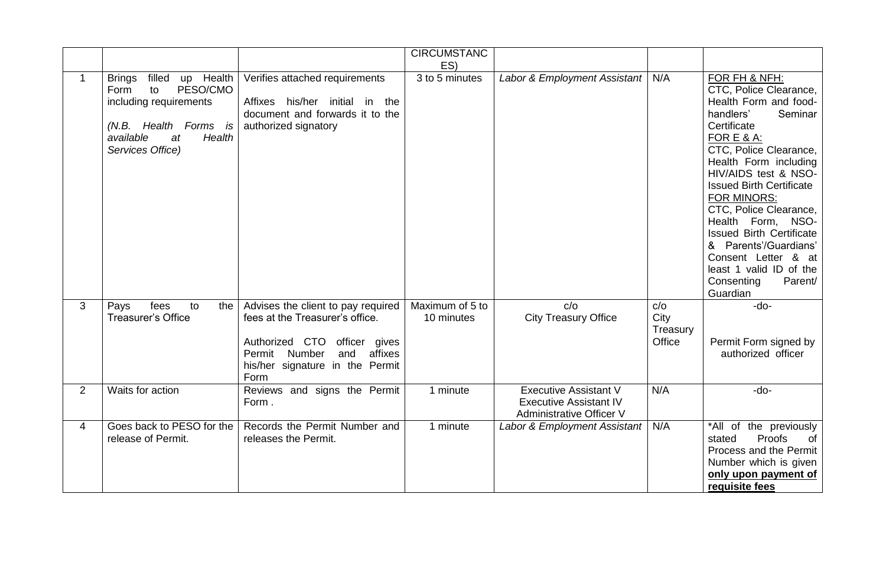| | | | | | | |
|---|---|---|---|---|---|---|
| | | | CIRCUMSTANCES) | | | |
| 1 | Brings filled up Health Form to PESO/CMO including requirements<br><br>*(N.B. Health Forms is available at Health Services Office)* | Verifies attached requirements<br><br>Affixes his/her initial in the document and forwards it to the authorized signatory | 3 to 5 minutes | *Labor & Employment Assistant* | N/A | FOR FH & NFH:<br>CTC, Police Clearance, Health Form and food-handlers' Seminar Certificate<br>FOR E & A:<br>CTC, Police Clearance, Health Form including HIV/AIDS test & NSO-Issued Birth Certificate<br>FOR MINORS:<br>CTC, Police Clearance, Health Form, NSO-Issued Birth Certificate & Parents'/Guardians' Consent Letter & at least 1 valid ID of the Consenting Parent/ Guardian |
| 3 | Pays fees to the Treasurer's Office | Advises the client to pay required fees at the Treasurer's office.<br><br>Authorized CTO officer gives Permit Number and affixes his/her signature in the Permit Form | Maximum of 5 to 10 minutes | c/o<br>City Treasury Office | c/o City Treasury Office | -do-<br><br>Permit Form signed by authorized officer |
| 2 | Waits for action | Reviews and signs the Permit Form . | 1 minute | Executive Assistant V<br>Executive Assistant IV<br>Administrative Officer V | N/A | -do- |
| 4 | Goes back to PESO for the release of Permit. | Records the Permit Number and releases the Permit. | 1 minute | *Labor & Employment Assistant* | N/A | *All of the previously stated Proofs of Process and the Permit Number which is given **only upon payment of requisite fees** |